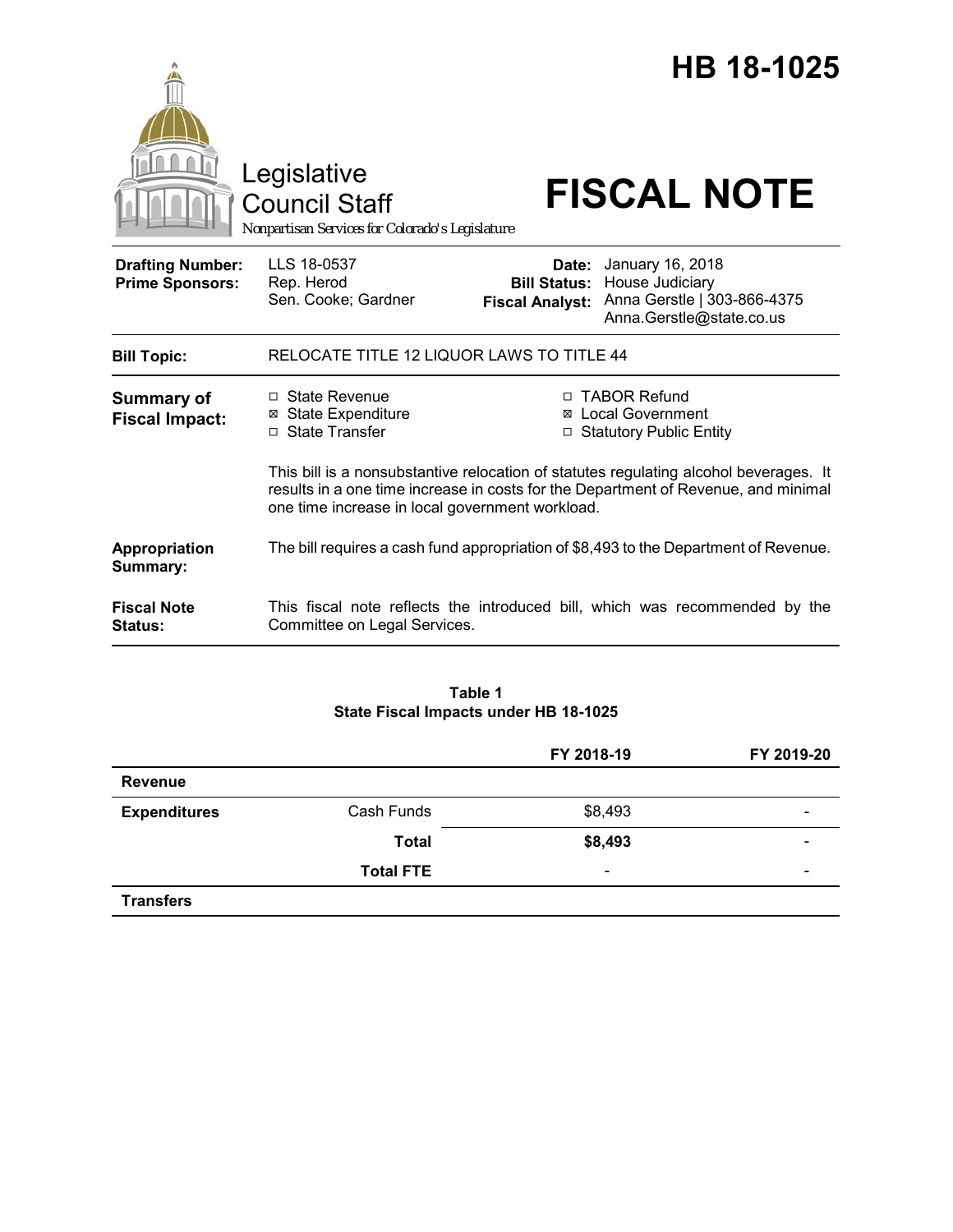# HB 18-1025

Legislative Council Staff

*Nonpartisan Services for Colorado's Legislature*

# FISCAL NOTE

| | | | |
|---|---|---|---|
| **Drafting Number:** | LLS 18-0537 | **Date:** | January 16, 2018 |
| **Prime Sponsors:** | Rep. Herod<br>Sen. Cooke; Gardner | **Bill Status:** | House Judiciary |
| | | **Fiscal Analyst:** | Anna Gerstle \| 303-866-4375<br>Anna.Gerstle@state.co.us |

**Bill Topic:** RELOCATE TITLE 12 LIQUOR LAWS TO TITLE 44

**Summary of Fiscal Impact:**

- ☐ State Revenue
- ☒ State Expenditure
- ☐ State Transfer
- ☐ TABOR Refund
- ☒ Local Government
- ☐ Statutory Public Entity

This bill is a nonsubstantive relocation of statutes regulating alcohol beverages. It results in a one time increase in costs for the Department of Revenue, and minimal one time increase in local government workload.

**Appropriation Summary:** The bill requires a cash fund appropriation of $8,493 to the Department of Revenue.

**Fiscal Note Status:** This fiscal note reflects the introduced bill, which was recommended by the Committee on Legal Services.

**Table 1**
**State Fiscal Impacts under HB 18-1025**

| | | FY 2018-19 | FY 2019-20 |
|---|---|---|---|
| **Revenue** | | | |
| **Expenditures** | Cash Funds | $8,493 | - |
| | **Total** | **$8,493** | - |
| | **Total FTE** | - | - |
| **Transfers** | | | |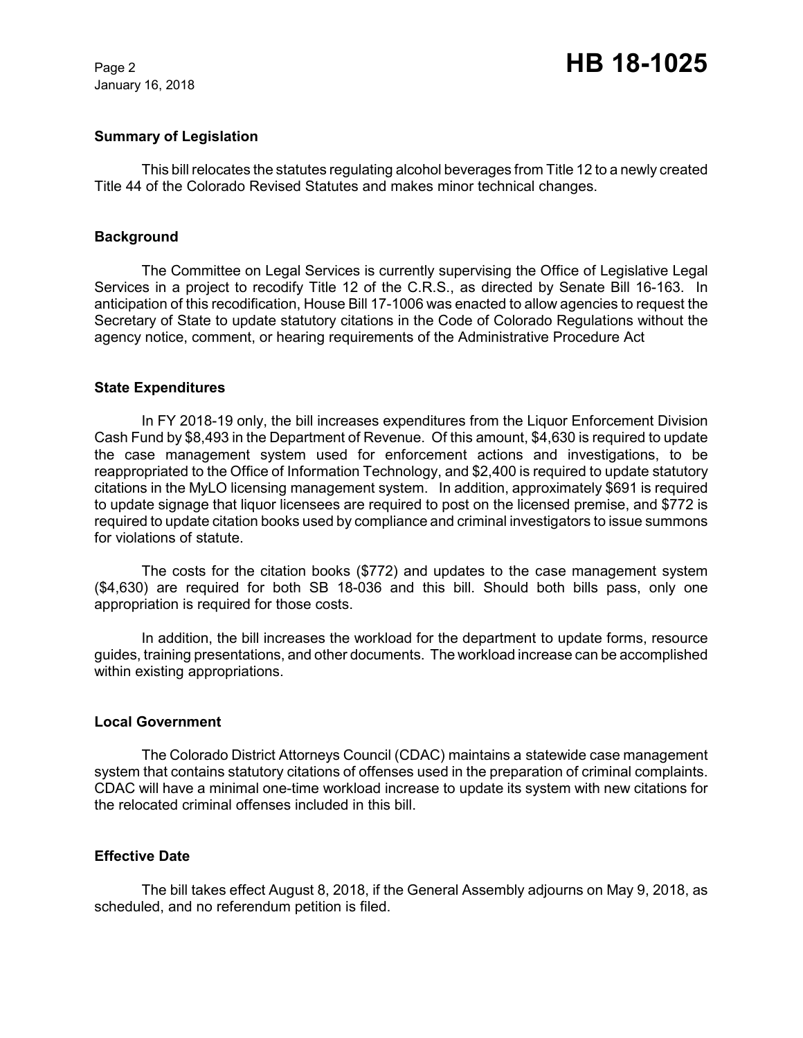## Summary of Legislation

This bill relocates the statutes regulating alcohol beverages from Title 12 to a newly created Title 44 of the Colorado Revised Statutes and makes minor technical changes.

## Background

The Committee on Legal Services is currently supervising the Office of Legislative Legal Services in a project to recodify Title 12 of the C.R.S., as directed by Senate Bill 16-163. In anticipation of this recodification, House Bill 17-1006 was enacted to allow agencies to request the Secretary of State to update statutory citations in the Code of Colorado Regulations without the agency notice, comment, or hearing requirements of the Administrative Procedure Act

## State Expenditures

In FY 2018-19 only, the bill increases expenditures from the Liquor Enforcement Division Cash Fund by $8,493 in the Department of Revenue. Of this amount, $4,630 is required to update the case management system used for enforcement actions and investigations, to be reappropriated to the Office of Information Technology, and $2,400 is required to update statutory citations in the MyLO licensing management system. In addition, approximately $691 is required to update signage that liquor licensees are required to post on the licensed premise, and $772 is required to update citation books used by compliance and criminal investigators to issue summons for violations of statute.

The costs for the citation books ($772) and updates to the case management system ($4,630) are required for both SB 18-036 and this bill. Should both bills pass, only one appropriation is required for those costs.

In addition, the bill increases the workload for the department to update forms, resource guides, training presentations, and other documents. The workload increase can be accomplished within existing appropriations.

## Local Government

The Colorado District Attorneys Council (CDAC) maintains a statewide case management system that contains statutory citations of offenses used in the preparation of criminal complaints. CDAC will have a minimal one-time workload increase to update its system with new citations for the relocated criminal offenses included in this bill.

## Effective Date

The bill takes effect August 8, 2018, if the General Assembly adjourns on May 9, 2018, as scheduled, and no referendum petition is filed.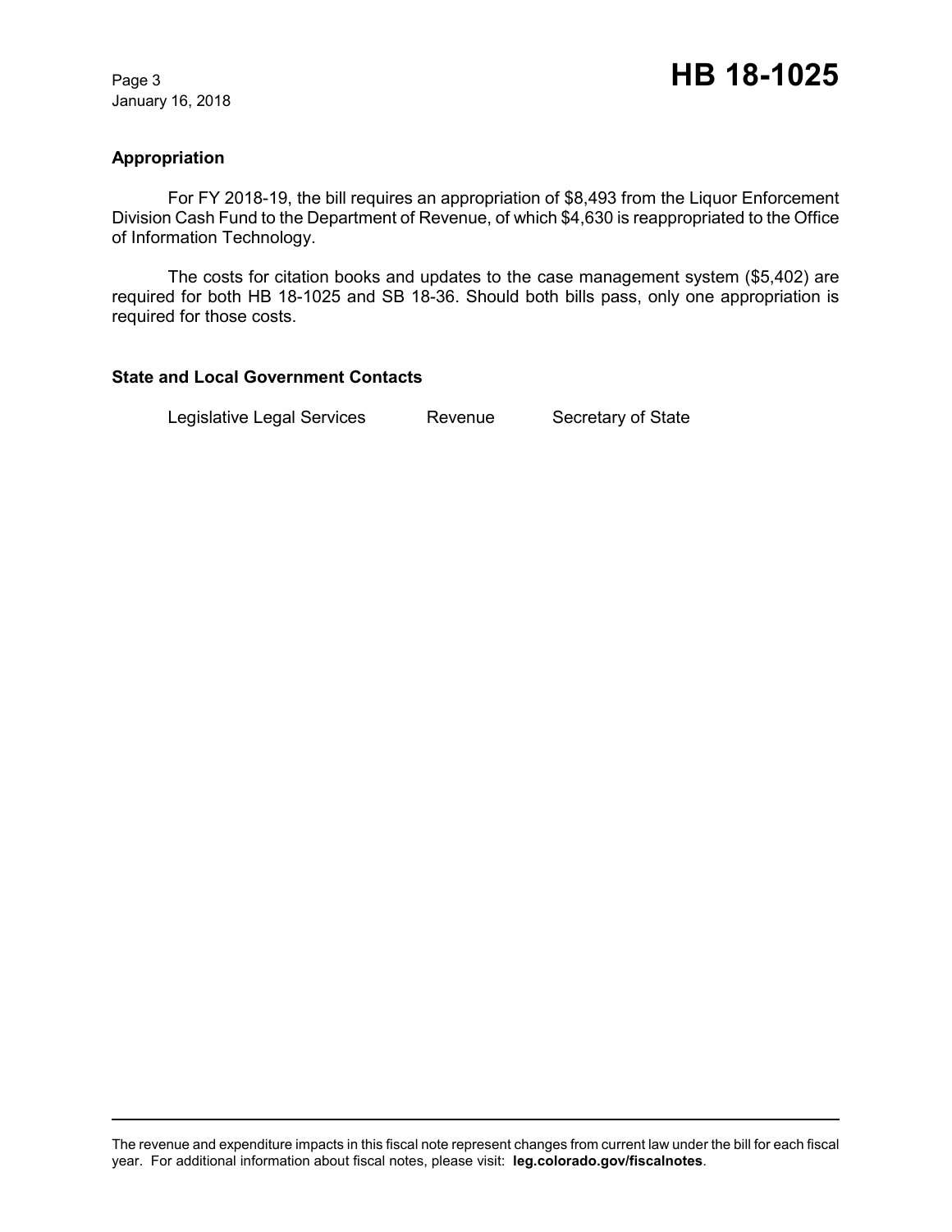## Appropriation

For FY 2018-19, the bill requires an appropriation of $8,493 from the Liquor Enforcement Division Cash Fund to the Department of Revenue, of which $4,630 is reappropriated to the Office of Information Technology.

The costs for citation books and updates to the case management system ($5,402) are required for both HB 18-1025 and SB 18-36. Should both bills pass, only one appropriation is required for those costs.

## State and Local Government Contacts

Legislative Legal Services    Revenue    Secretary of State

The revenue and expenditure impacts in this fiscal note represent changes from current law under the bill for each fiscal year. For additional information about fiscal notes, please visit: **leg.colorado.gov/fiscalnotes**.